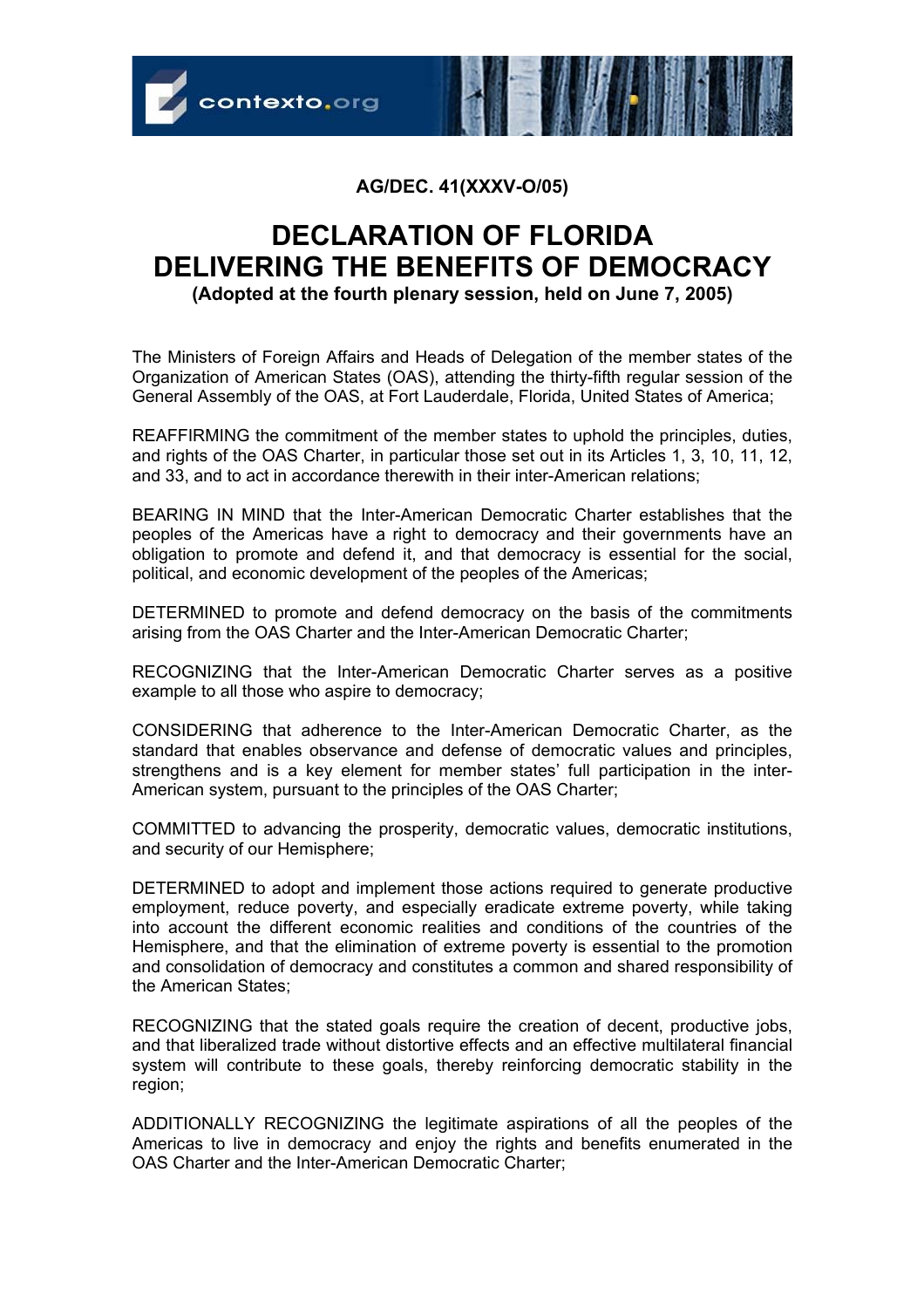**AG/DEC. 41(XXXV-O/05)**

# DECLARATION OF FLORIDA
# DELIVERING THE BENEFITS OF DEMOCRACY

**(Adopted at the fourth plenary session, held on June 7, 2005)**

The Ministers of Foreign Affairs and Heads of Delegation of the member states of the Organization of American States (OAS), attending the thirty-fifth regular session of the General Assembly of the OAS, at Fort Lauderdale, Florida, United States of America;

REAFFIRMING the commitment of the member states to uphold the principles, duties, and rights of the OAS Charter, in particular those set out in its Articles 1, 3, 10, 11, 12, and 33, and to act in accordance therewith in their inter-American relations;

BEARING IN MIND that the Inter-American Democratic Charter establishes that the peoples of the Americas have a right to democracy and their governments have an obligation to promote and defend it, and that democracy is essential for the social, political, and economic development of the peoples of the Americas;

DETERMINED to promote and defend democracy on the basis of the commitments arising from the OAS Charter and the Inter-American Democratic Charter;

RECOGNIZING that the Inter-American Democratic Charter serves as a positive example to all those who aspire to democracy;

CONSIDERING that adherence to the Inter-American Democratic Charter, as the standard that enables observance and defense of democratic values and principles, strengthens and is a key element for member states' full participation in the inter-American system, pursuant to the principles of the OAS Charter;

COMMITTED to advancing the prosperity, democratic values, democratic institutions, and security of our Hemisphere;

DETERMINED to adopt and implement those actions required to generate productive employment, reduce poverty, and especially eradicate extreme poverty, while taking into account the different economic realities and conditions of the countries of the Hemisphere, and that the elimination of extreme poverty is essential to the promotion and consolidation of democracy and constitutes a common and shared responsibility of the American States;

RECOGNIZING that the stated goals require the creation of decent, productive jobs, and that liberalized trade without distortive effects and an effective multilateral financial system will contribute to these goals, thereby reinforcing democratic stability in the region;

ADDITIONALLY RECOGNIZING the legitimate aspirations of all the peoples of the Americas to live in democracy and enjoy the rights and benefits enumerated in the OAS Charter and the Inter-American Democratic Charter;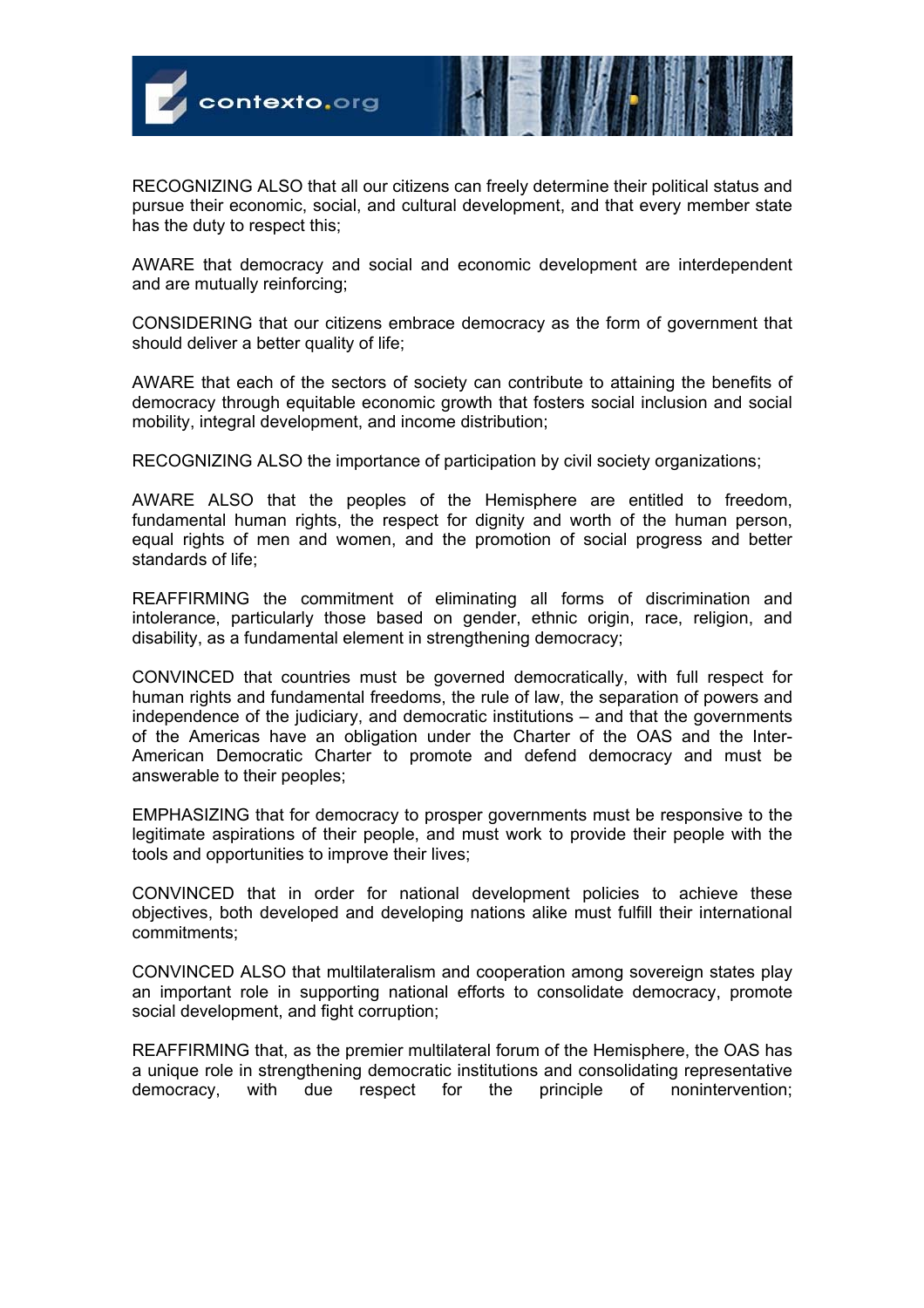RECOGNIZING ALSO that all our citizens can freely determine their political status and pursue their economic, social, and cultural development, and that every member state has the duty to respect this;

AWARE that democracy and social and economic development are interdependent and are mutually reinforcing;

CONSIDERING that our citizens embrace democracy as the form of government that should deliver a better quality of life;

AWARE that each of the sectors of society can contribute to attaining the benefits of democracy through equitable economic growth that fosters social inclusion and social mobility, integral development, and income distribution;

RECOGNIZING ALSO the importance of participation by civil society organizations;

AWARE ALSO that the peoples of the Hemisphere are entitled to freedom, fundamental human rights, the respect for dignity and worth of the human person, equal rights of men and women, and the promotion of social progress and better standards of life;

REAFFIRMING the commitment of eliminating all forms of discrimination and intolerance, particularly those based on gender, ethnic origin, race, religion, and disability, as a fundamental element in strengthening democracy;

CONVINCED that countries must be governed democratically, with full respect for human rights and fundamental freedoms, the rule of law, the separation of powers and independence of the judiciary, and democratic institutions – and that the governments of the Americas have an obligation under the Charter of the OAS and the Inter-American Democratic Charter to promote and defend democracy and must be answerable to their peoples;

EMPHASIZING that for democracy to prosper governments must be responsive to the legitimate aspirations of their people, and must work to provide their people with the tools and opportunities to improve their lives;

CONVINCED that in order for national development policies to achieve these objectives, both developed and developing nations alike must fulfill their international commitments;

CONVINCED ALSO that multilateralism and cooperation among sovereign states play an important role in supporting national efforts to consolidate democracy, promote social development, and fight corruption;

REAFFIRMING that, as the premier multilateral forum of the Hemisphere, the OAS has a unique role in strengthening democratic institutions and consolidating representative democracy, with due respect for the principle of nonintervention;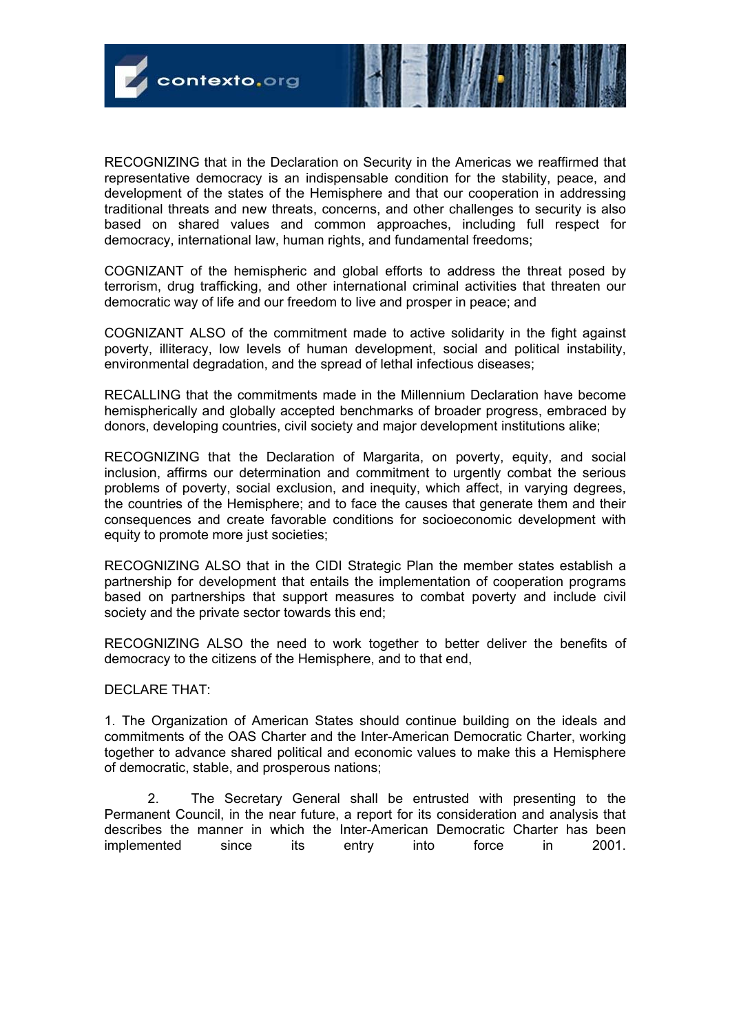RECOGNIZING that in the Declaration on Security in the Americas we reaffirmed that representative democracy is an indispensable condition for the stability, peace, and development of the states of the Hemisphere and that our cooperation in addressing traditional threats and new threats, concerns, and other challenges to security is also based on shared values and common approaches, including full respect for democracy, international law, human rights, and fundamental freedoms;

COGNIZANT of the hemispheric and global efforts to address the threat posed by terrorism, drug trafficking, and other international criminal activities that threaten our democratic way of life and our freedom to live and prosper in peace; and

COGNIZANT ALSO of the commitment made to active solidarity in the fight against poverty, illiteracy, low levels of human development, social and political instability, environmental degradation, and the spread of lethal infectious diseases;

RECALLING that the commitments made in the Millennium Declaration have become hemispherically and globally accepted benchmarks of broader progress, embraced by donors, developing countries, civil society and major development institutions alike;

RECOGNIZING that the Declaration of Margarita, on poverty, equity, and social inclusion, affirms our determination and commitment to urgently combat the serious problems of poverty, social exclusion, and inequity, which affect, in varying degrees, the countries of the Hemisphere; and to face the causes that generate them and their consequences and create favorable conditions for socioeconomic development with equity to promote more just societies;

RECOGNIZING ALSO that in the CIDI Strategic Plan the member states establish a partnership for development that entails the implementation of cooperation programs based on partnerships that support measures to combat poverty and include civil society and the private sector towards this end;

RECOGNIZING ALSO the need to work together to better deliver the benefits of democracy to the citizens of the Hemisphere, and to that end,

DECLARE THAT:

1. The Organization of American States should continue building on the ideals and commitments of the OAS Charter and the Inter-American Democratic Charter, working together to advance shared political and economic values to make this a Hemisphere of democratic, stable, and prosperous nations;

2. The Secretary General shall be entrusted with presenting to the Permanent Council, in the near future, a report for its consideration and analysis that describes the manner in which the Inter-American Democratic Charter has been implemented since its entry into force in 2001.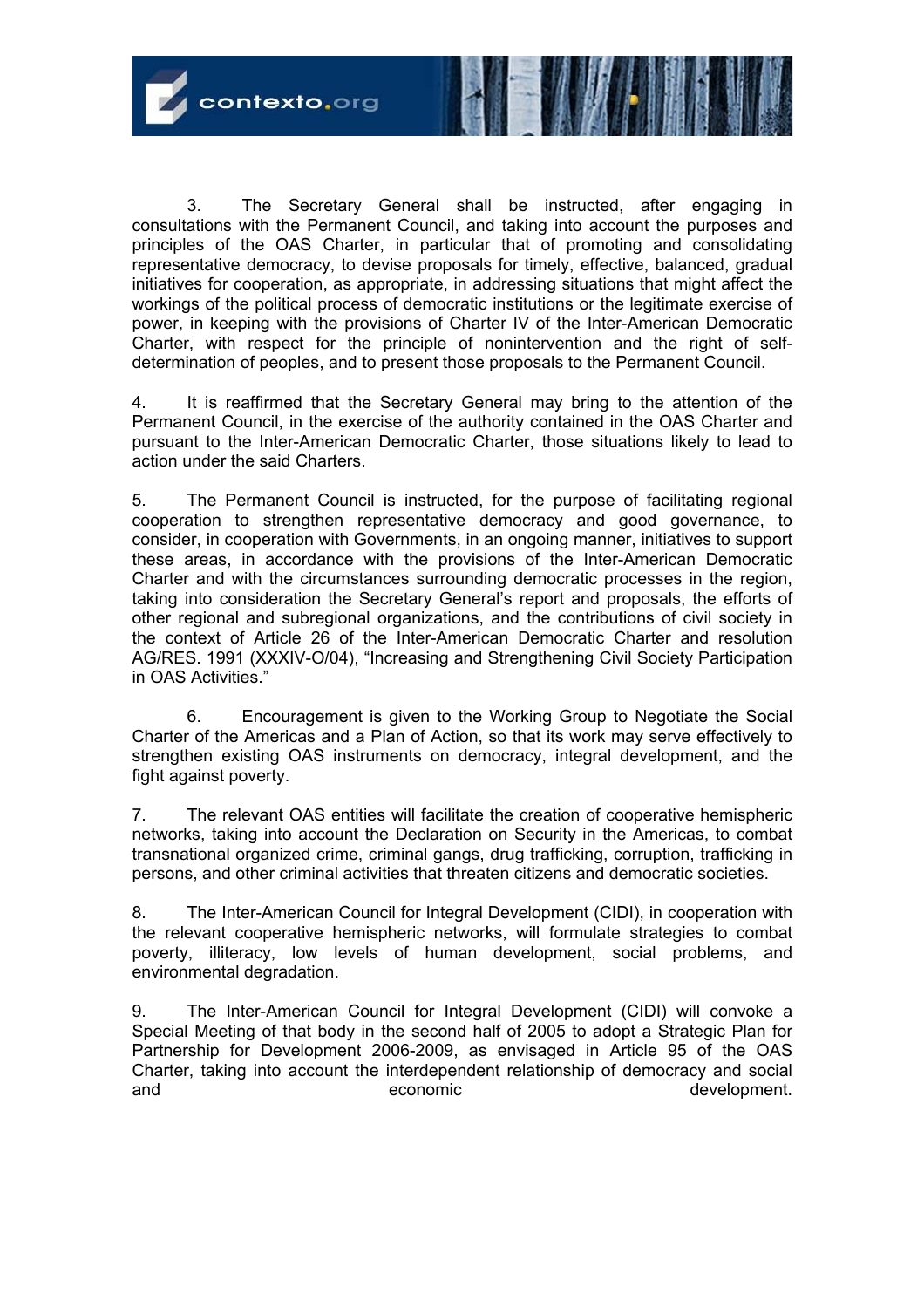3. The Secretary General shall be instructed, after engaging in consultations with the Permanent Council, and taking into account the purposes and principles of the OAS Charter, in particular that of promoting and consolidating representative democracy, to devise proposals for timely, effective, balanced, gradual initiatives for cooperation, as appropriate, in addressing situations that might affect the workings of the political process of democratic institutions or the legitimate exercise of power, in keeping with the provisions of Charter IV of the Inter-American Democratic Charter, with respect for the principle of nonintervention and the right of self-determination of peoples, and to present those proposals to the Permanent Council.

4. It is reaffirmed that the Secretary General may bring to the attention of the Permanent Council, in the exercise of the authority contained in the OAS Charter and pursuant to the Inter-American Democratic Charter, those situations likely to lead to action under the said Charters.

5. The Permanent Council is instructed, for the purpose of facilitating regional cooperation to strengthen representative democracy and good governance, to consider, in cooperation with Governments, in an ongoing manner, initiatives to support these areas, in accordance with the provisions of the Inter-American Democratic Charter and with the circumstances surrounding democratic processes in the region, taking into consideration the Secretary General's report and proposals, the efforts of other regional and subregional organizations, and the contributions of civil society in the context of Article 26 of the Inter-American Democratic Charter and resolution AG/RES. 1991 (XXXIV-O/04), "Increasing and Strengthening Civil Society Participation in OAS Activities."

6. Encouragement is given to the Working Group to Negotiate the Social Charter of the Americas and a Plan of Action, so that its work may serve effectively to strengthen existing OAS instruments on democracy, integral development, and the fight against poverty.

7. The relevant OAS entities will facilitate the creation of cooperative hemispheric networks, taking into account the Declaration on Security in the Americas, to combat transnational organized crime, criminal gangs, drug trafficking, corruption, trafficking in persons, and other criminal activities that threaten citizens and democratic societies.

8. The Inter-American Council for Integral Development (CIDI), in cooperation with the relevant cooperative hemispheric networks, will formulate strategies to combat poverty, illiteracy, low levels of human development, social problems, and environmental degradation.

9. The Inter-American Council for Integral Development (CIDI) will convoke a Special Meeting of that body in the second half of 2005 to adopt a Strategic Plan for Partnership for Development 2006-2009, as envisaged in Article 95 of the OAS Charter, taking into account the interdependent relationship of democracy and social and economic development.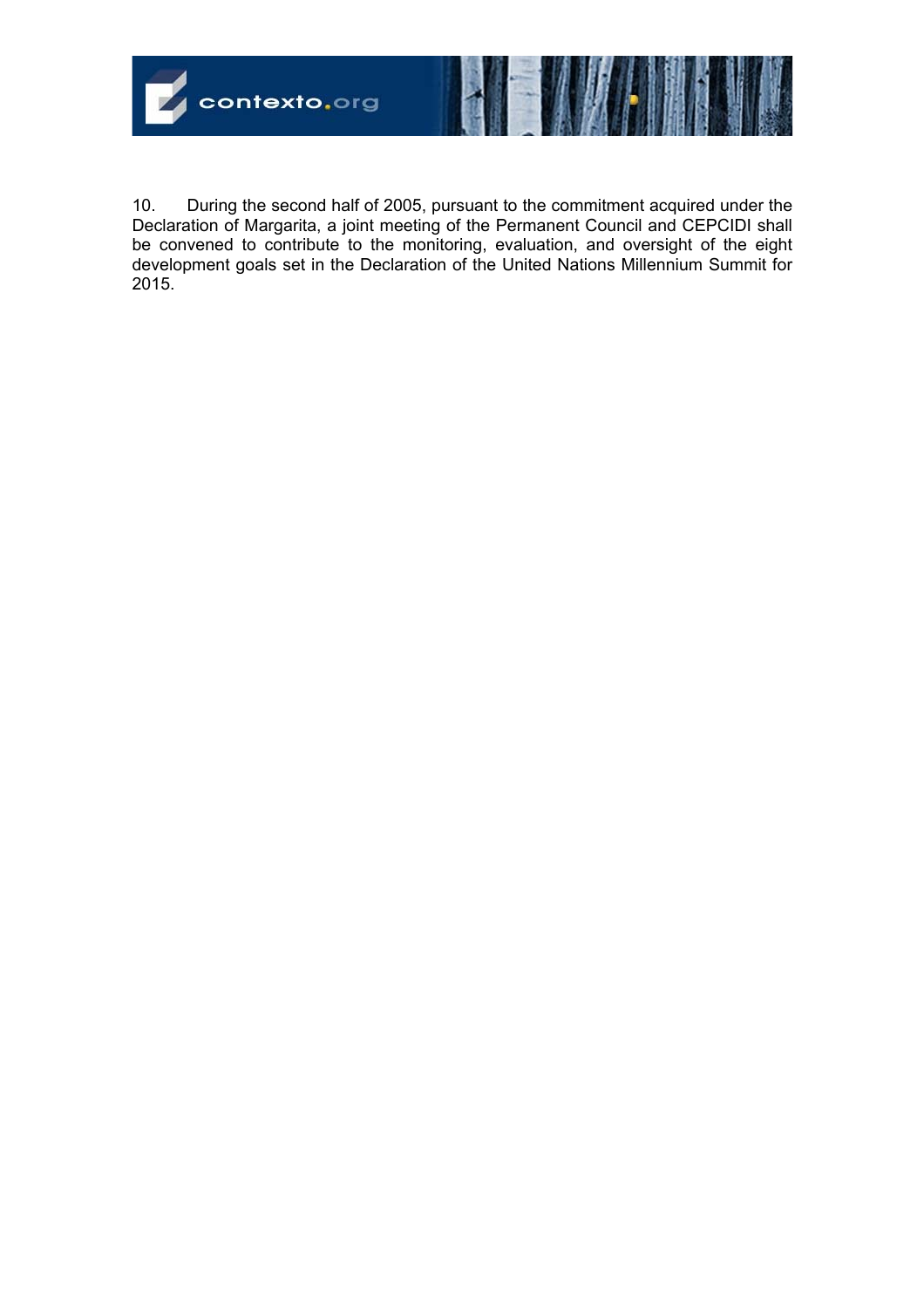10. During the second half of 2005, pursuant to the commitment acquired under the Declaration of Margarita, a joint meeting of the Permanent Council and CEPCIDI shall be convened to contribute to the monitoring, evaluation, and oversight of the eight development goals set in the Declaration of the United Nations Millennium Summit for 2015.